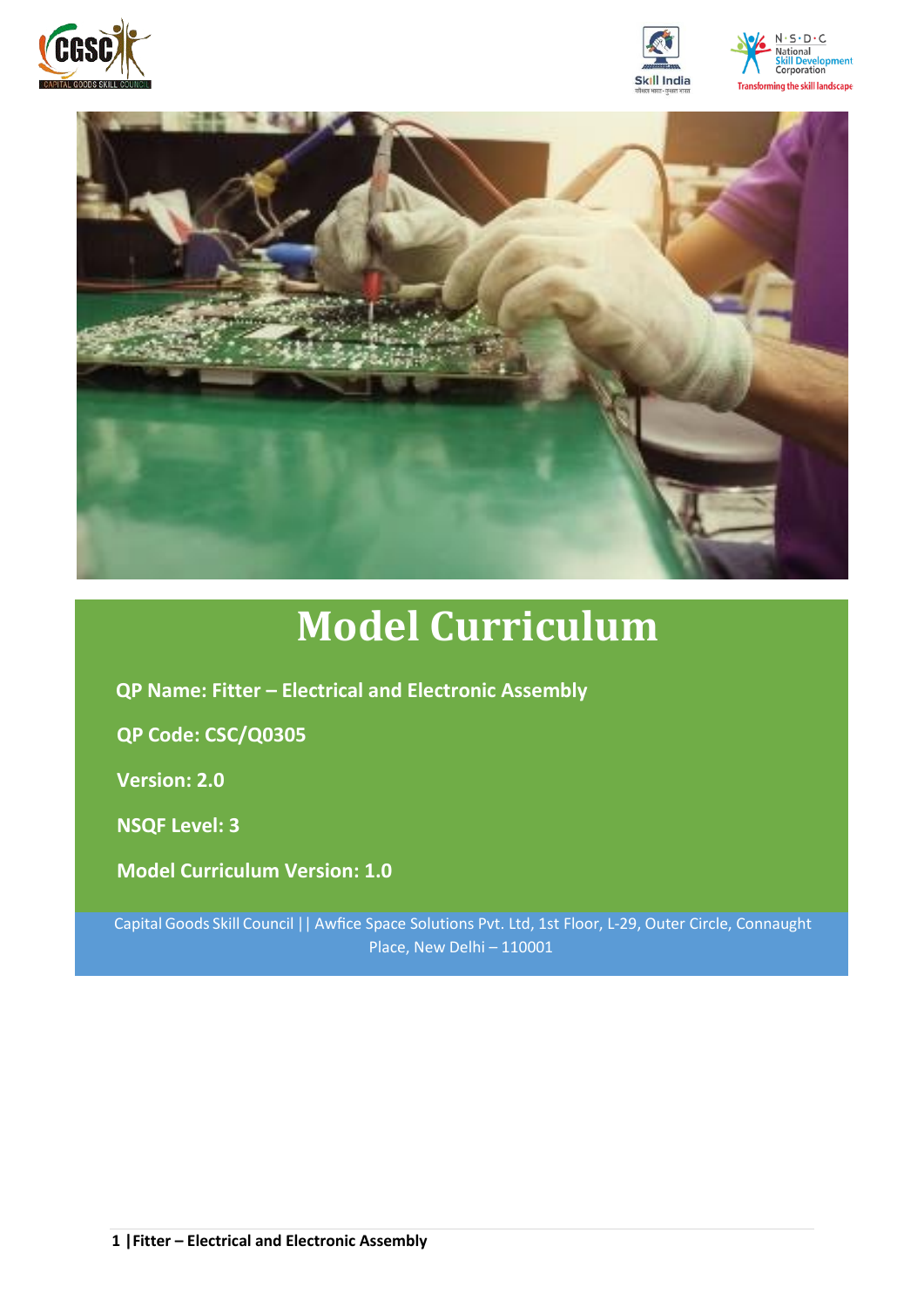# Model Curriculum

**QP Name: Fitter – Electrical and Electronic Assembly**

**QP Code: CSC/Q0305**

**Version: 2.0**

**NSQF Level: 3**

**Model Curriculum Version: 1.0**

Capital Goods Skill Council || Awfice Space Solutions Pvt. Ltd, 1st Floor, L-29, Outer Circle, Connaught Place, New Delhi – 110001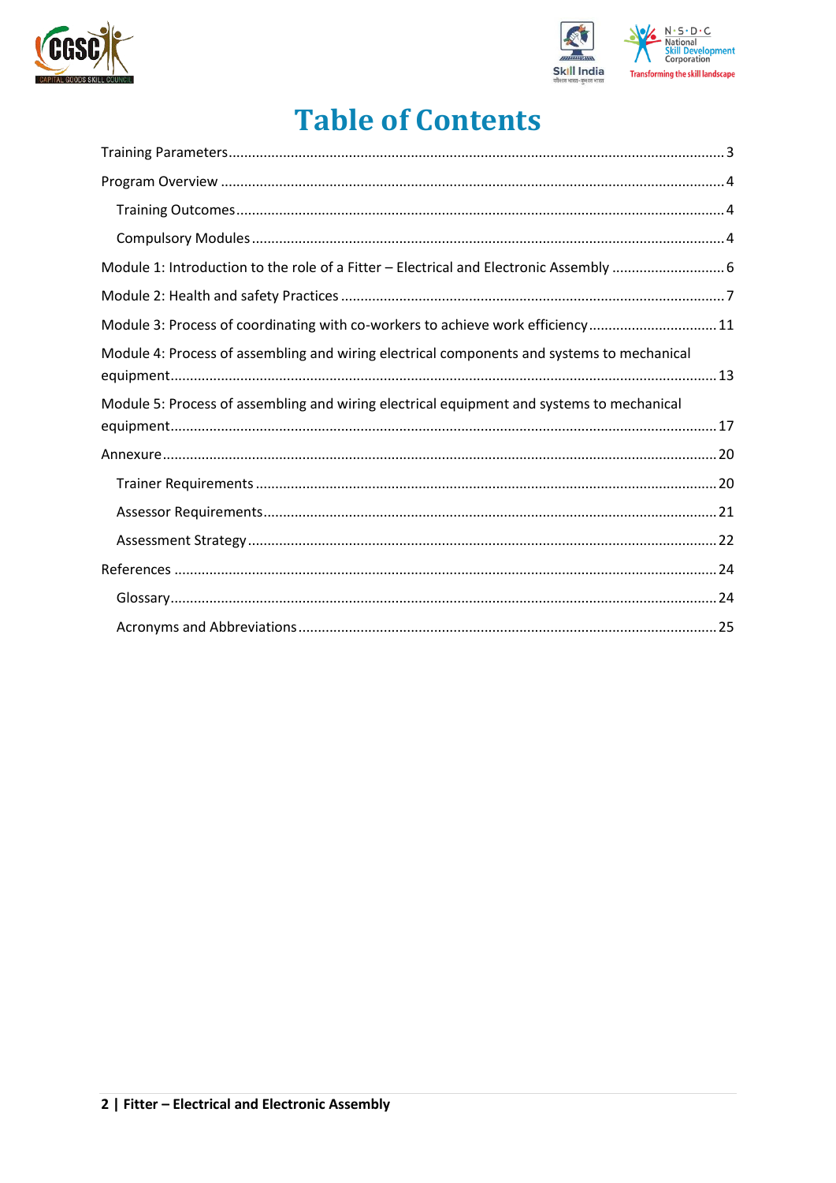# Table of Contents

- Training Parameters ... 3
- Program Overview ... 4
  - Training Outcomes ... 4
  - Compulsory Modules ... 4
- Module 1: Introduction to the role of a Fitter – Electrical and Electronic Assembly ... 6
- Module 2: Health and safety Practices ... 7
- Module 3: Process of coordinating with co-workers to achieve work efficiency ... 11
- Module 4: Process of assembling and wiring electrical components and systems to mechanical equipment ... 13
- Module 5: Process of assembling and wiring electrical equipment and systems to mechanical equipment ... 17
- Annexure ... 20
  - Trainer Requirements ... 20
  - Assessor Requirements ... 21
  - Assessment Strategy ... 22
- References ... 24
  - Glossary ... 24
  - Acronyms and Abbreviations ... 25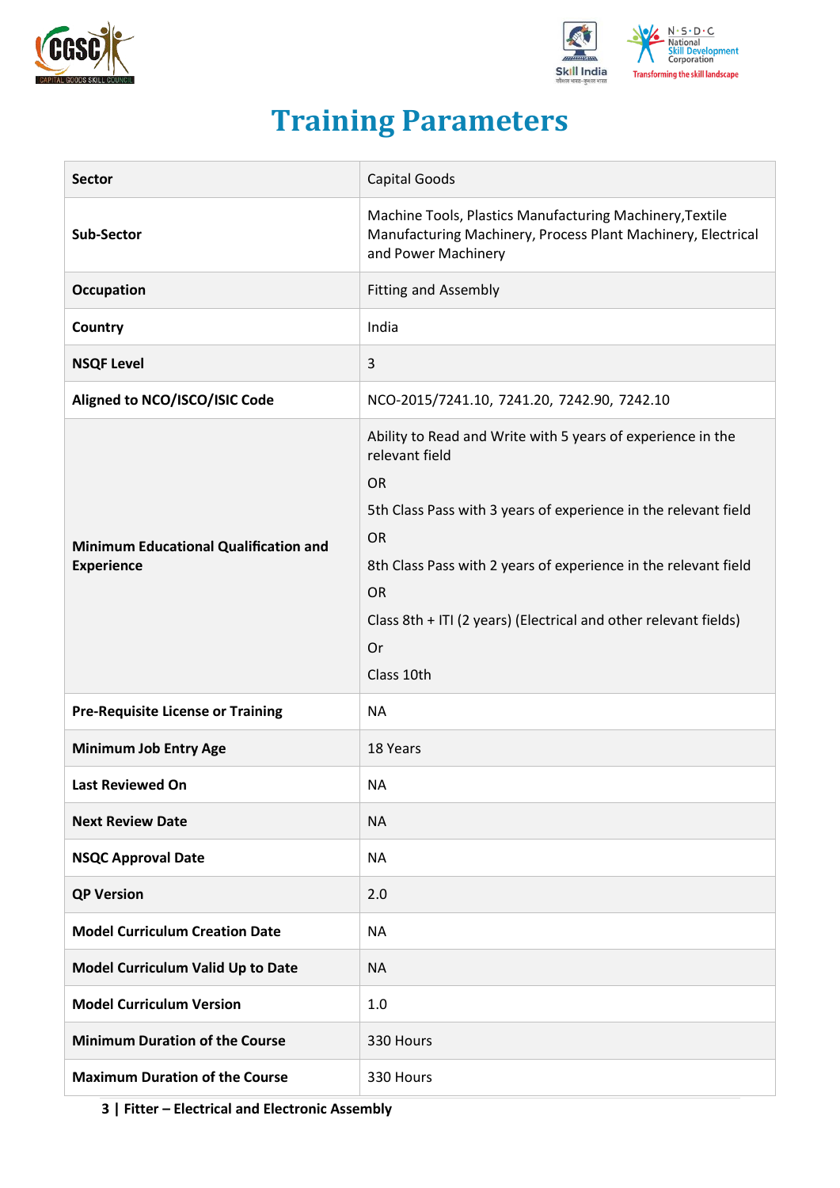# Training Parameters

| Sector | Capital Goods |
|---|---|
| Sub-Sector | Machine Tools, Plastics Manufacturing Machinery,Textile Manufacturing Machinery, Process Plant Machinery, Electrical and Power Machinery |
| Occupation | Fitting and Assembly |
| Country | India |
| NSQF Level | 3 |
| Aligned to NCO/ISCO/ISIC Code | NCO-2015/7241.10, 7241.20, 7242.90, 7242.10 |
| Minimum Educational Qualification and Experience | Ability to Read and Write with 5 years of experience in the relevant field<br>OR<br>5th Class Pass with 3 years of experience in the relevant field<br>OR<br>8th Class Pass with 2 years of experience in the relevant field<br>OR<br>Class 8th + ITI (2 years) (Electrical and other relevant fields)<br>Or<br>Class 10th |
| Pre-Requisite License or Training | NA |
| Minimum Job Entry Age | 18 Years |
| Last Reviewed On | NA |
| Next Review Date | NA |
| NSQC Approval Date | NA |
| QP Version | 2.0 |
| Model Curriculum Creation Date | NA |
| Model Curriculum Valid Up to Date | NA |
| Model Curriculum Version | 1.0 |
| Minimum Duration of the Course | 330 Hours |
| Maximum Duration of the Course | 330 Hours |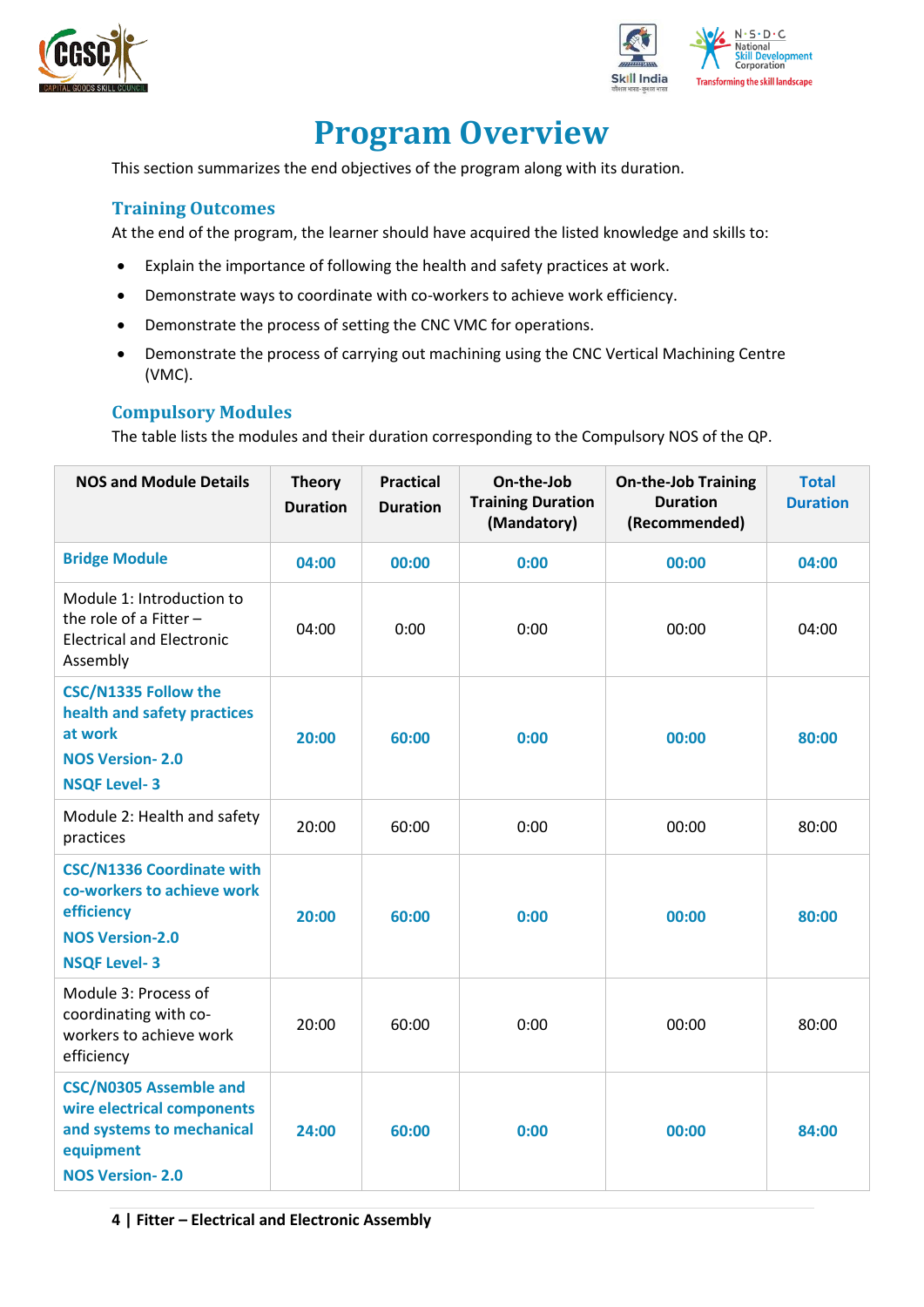# Program Overview

This section summarizes the end objectives of the program along with its duration.

## Training Outcomes

At the end of the program, the learner should have acquired the listed knowledge and skills to:

- Explain the importance of following the health and safety practices at work.
- Demonstrate ways to coordinate with co-workers to achieve work efficiency.
- Demonstrate the process of setting the CNC VMC for operations.
- Demonstrate the process of carrying out machining using the CNC Vertical Machining Centre (VMC).

## Compulsory Modules

The table lists the modules and their duration corresponding to the Compulsory NOS of the QP.

| NOS and Module Details | Theory Duration | Practical Duration | On-the-Job Training Duration (Mandatory) | On-the-Job Training Duration (Recommended) | Total Duration |
|---|---|---|---|---|---|
| **Bridge Module** | **04:00** | **00:00** | **0:00** | **00:00** | **04:00** |
| Module 1: Introduction to the role of a Fitter – Electrical and Electronic Assembly | 04:00 | 0:00 | 0:00 | 00:00 | 04:00 |
| **CSC/N1335 Follow the health and safety practices at work**<br>**NOS Version- 2.0**<br>**NSQF Level- 3** | **20:00** | **60:00** | **0:00** | **00:00** | **80:00** |
| Module 2: Health and safety practices | 20:00 | 60:00 | 0:00 | 00:00 | 80:00 |
| **CSC/N1336 Coordinate with co-workers to achieve work efficiency**<br>**NOS Version-2.0**<br>**NSQF Level- 3** | **20:00** | **60:00** | **0:00** | **00:00** | **80:00** |
| Module 3: Process of coordinating with co-workers to achieve work efficiency | 20:00 | 60:00 | 0:00 | 00:00 | 80:00 |
| **CSC/N0305 Assemble and wire electrical components and systems to mechanical equipment**<br>**NOS Version- 2.0** | **24:00** | **60:00** | **0:00** | **00:00** | **84:00** |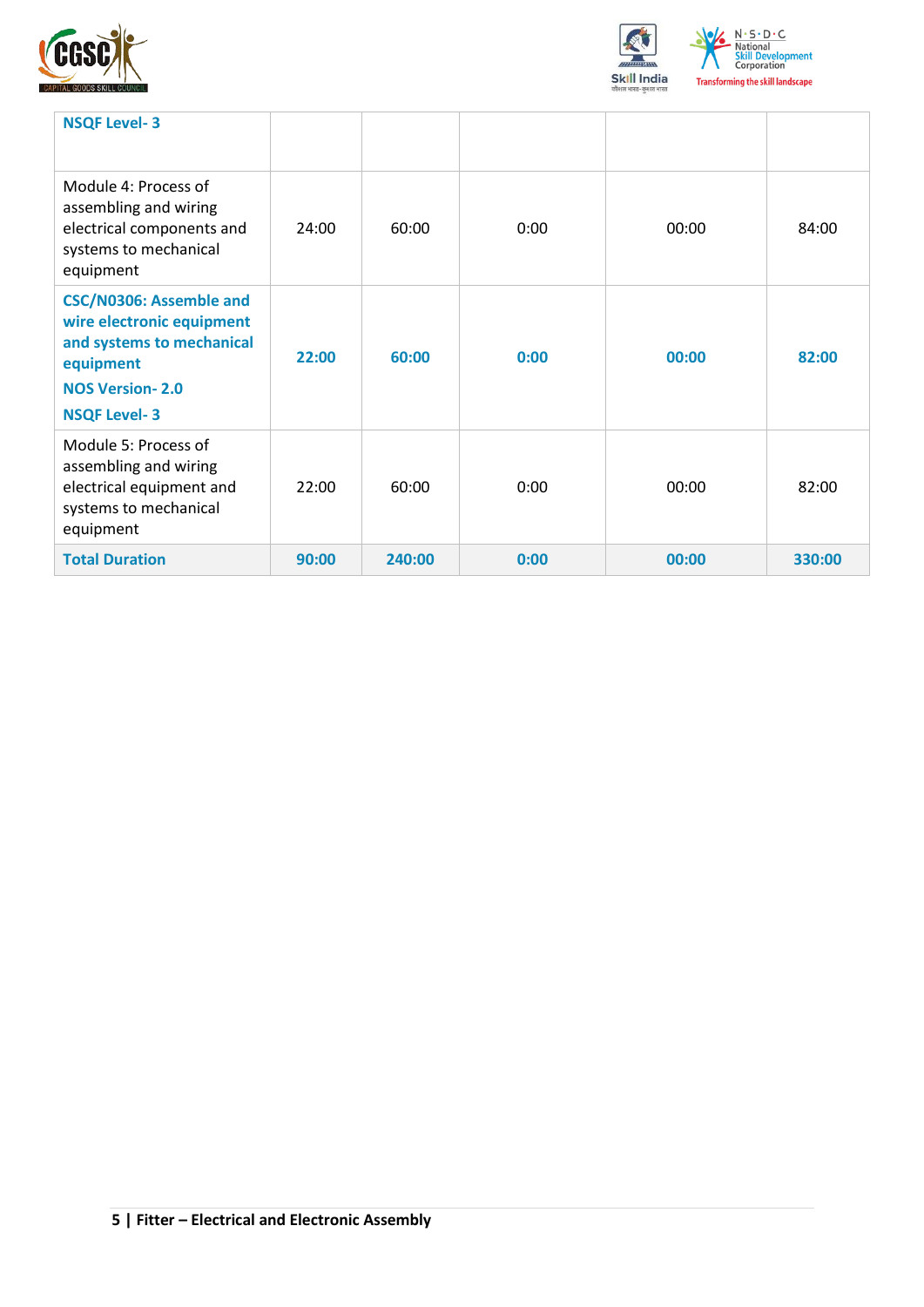| | | | | | |
|---|---|---|---|---|---|
| **NSQF Level- 3** | | | | | |
| Module 4: Process of assembling and wiring electrical components and systems to mechanical equipment | 24:00 | 60:00 | 0:00 | 00:00 | 84:00 |
| **CSC/N0306: Assemble and wire electronic equipment and systems to mechanical equipment**<br>**NOS Version- 2.0**<br>**NSQF Level- 3** | **22:00** | **60:00** | **0:00** | **00:00** | **82:00** |
| Module 5: Process of assembling and wiring electrical equipment and systems to mechanical equipment | 22:00 | 60:00 | 0:00 | 00:00 | 82:00 |
| **Total Duration** | **90:00** | **240:00** | **0:00** | **00:00** | **330:00** |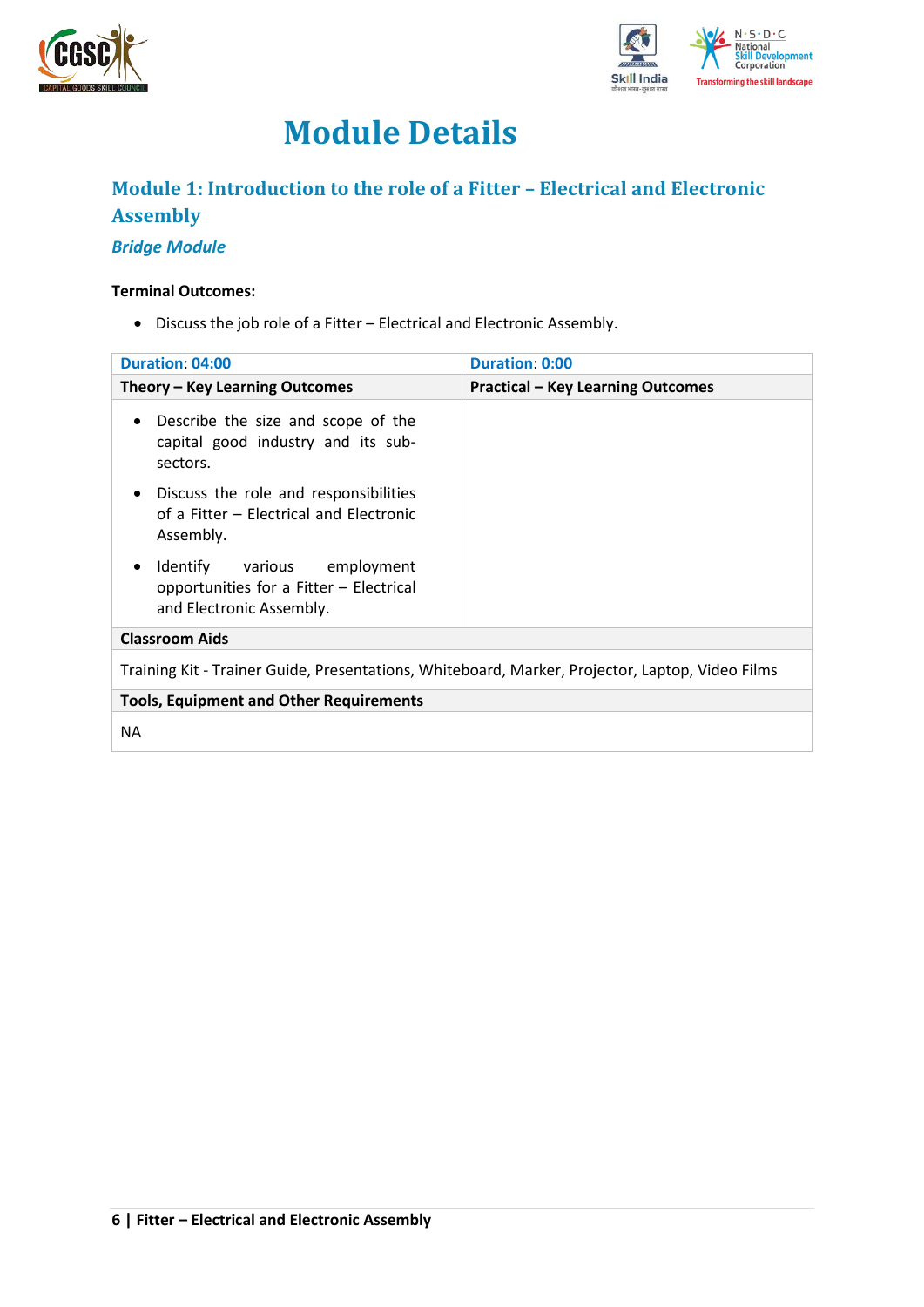# Module Details

## Module 1: Introduction to the role of a Fitter – Electrical and Electronic Assembly

***Bridge Module***

**Terminal Outcomes:**

- Discuss the job role of a Fitter – Electrical and Electronic Assembly.

| Duration: 04:00 | Duration: 0:00 |
|---|---|
| **Theory – Key Learning Outcomes** | **Practical – Key Learning Outcomes** |
| • Describe the size and scope of the capital good industry and its sub-sectors.<br>• Discuss the role and responsibilities of a Fitter – Electrical and Electronic Assembly.<br>• Identify various employment opportunities for a Fitter – Electrical and Electronic Assembly. | |
| **Classroom Aids** | |
| Training Kit - Trainer Guide, Presentations, Whiteboard, Marker, Projector, Laptop, Video Films | |
| **Tools, Equipment and Other Requirements** | |
| NA | |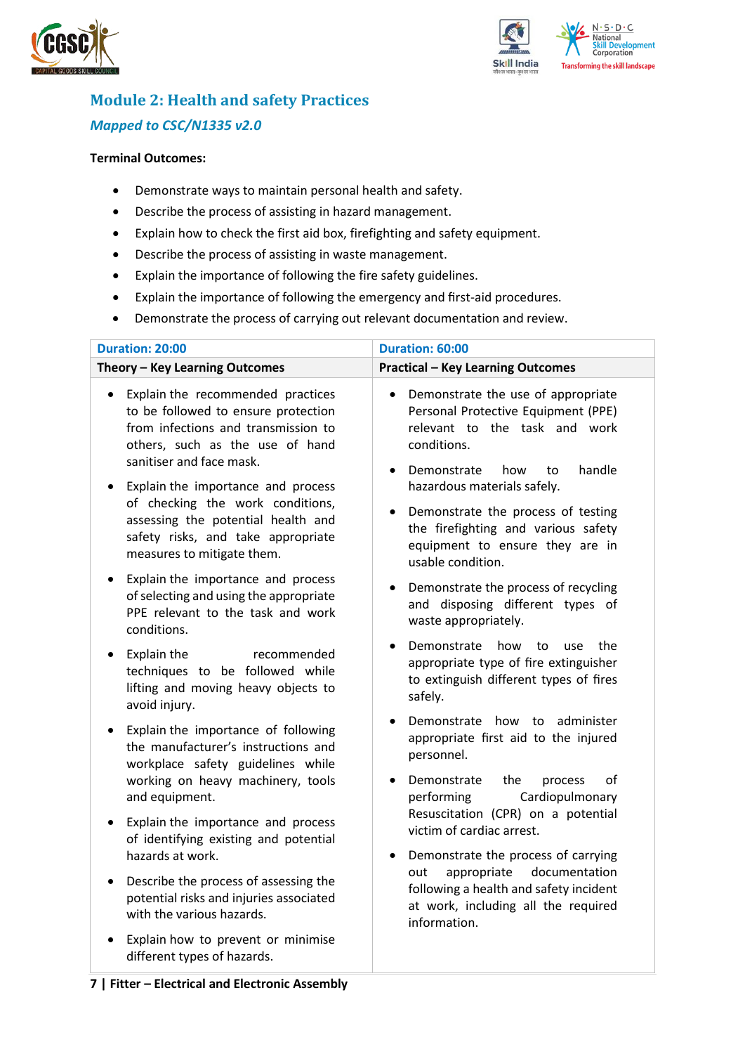## Module 2: Health and safety Practices

### *Mapped to CSC/N1335 v2.0*

**Terminal Outcomes:**

- Demonstrate ways to maintain personal health and safety.
- Describe the process of assisting in hazard management.
- Explain how to check the first aid box, firefighting and safety equipment.
- Describe the process of assisting in waste management.
- Explain the importance of following the fire safety guidelines.
- Explain the importance of following the emergency and first-aid procedures.
- Demonstrate the process of carrying out relevant documentation and review.

| **Duration: 20:00** | **Duration: 60:00** |
|---|---|
| **Theory – Key Learning Outcomes** | **Practical – Key Learning Outcomes** |
| • Explain the recommended practices to be followed to ensure protection from infections and transmission to others, such as the use of hand sanitiser and face mask.<br>• Explain the importance and process of checking the work conditions, assessing the potential health and safety risks, and take appropriate measures to mitigate them.<br>• Explain the importance and process of selecting and using the appropriate PPE relevant to the task and work conditions.<br>• Explain the recommended techniques to be followed while lifting and moving heavy objects to avoid injury.<br>• Explain the importance of following the manufacturer's instructions and workplace safety guidelines while working on heavy machinery, tools and equipment.<br>• Explain the importance and process of identifying existing and potential hazards at work.<br>• Describe the process of assessing the potential risks and injuries associated with the various hazards.<br>• Explain how to prevent or minimise different types of hazards. | • Demonstrate the use of appropriate Personal Protective Equipment (PPE) relevant to the task and work conditions.<br>• Demonstrate how to handle hazardous materials safely.<br>• Demonstrate the process of testing the firefighting and various safety equipment to ensure they are in usable condition.<br>• Demonstrate the process of recycling and disposing different types of waste appropriately.<br>• Demonstrate how to use the appropriate type of fire extinguisher to extinguish different types of fires safely.<br>• Demonstrate how to administer appropriate first aid to the injured personnel.<br>• Demonstrate the process of performing Cardiopulmonary Resuscitation (CPR) on a potential victim of cardiac arrest.<br>• Demonstrate the process of carrying out appropriate documentation following a health and safety incident at work, including all the required information. |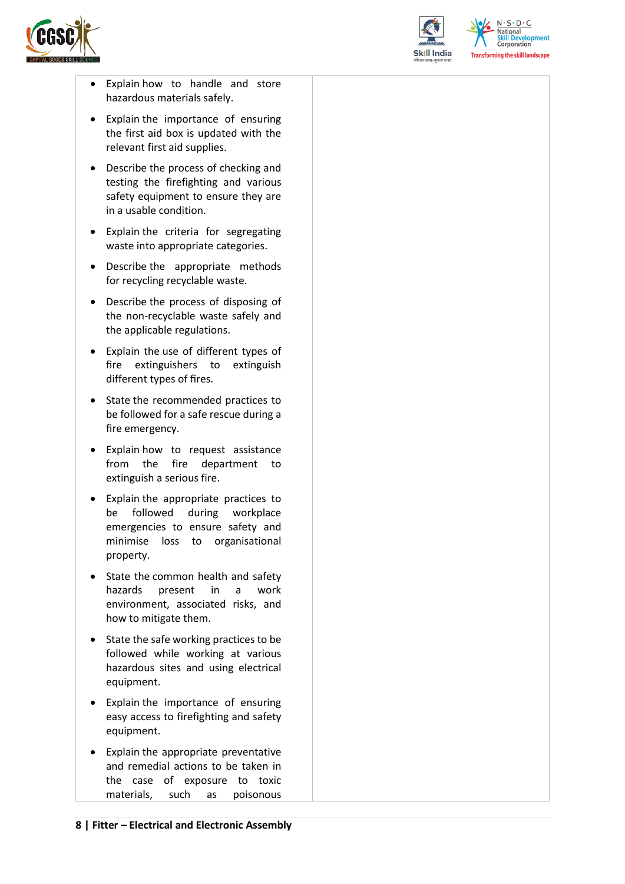|   |   |
|---|---|
| • Explain how to handle and store hazardous materials safely.<br>• Explain the importance of ensuring the first aid box is updated with the relevant first aid supplies.<br>• Describe the process of checking and testing the firefighting and various safety equipment to ensure they are in a usable condition.<br>• Explain the criteria for segregating waste into appropriate categories.<br>• Describe the appropriate methods for recycling recyclable waste.<br>• Describe the process of disposing of the non-recyclable waste safely and the applicable regulations.<br>• Explain the use of different types of fire extinguishers to extinguish different types of fires.<br>• State the recommended practices to be followed for a safe rescue during a fire emergency.<br>• Explain how to request assistance from the fire department to extinguish a serious fire.<br>• Explain the appropriate practices to be followed during workplace emergencies to ensure safety and minimise loss to organisational property.<br>• State the common health and safety hazards present in a work environment, associated risks, and how to mitigate them.<br>• State the safe working practices to be followed while working at various hazardous sites and using electrical equipment.<br>• Explain the importance of ensuring easy access to firefighting and safety equipment.<br>• Explain the appropriate preventative and remedial actions to be taken in the case of exposure to toxic materials, such as poisonous | |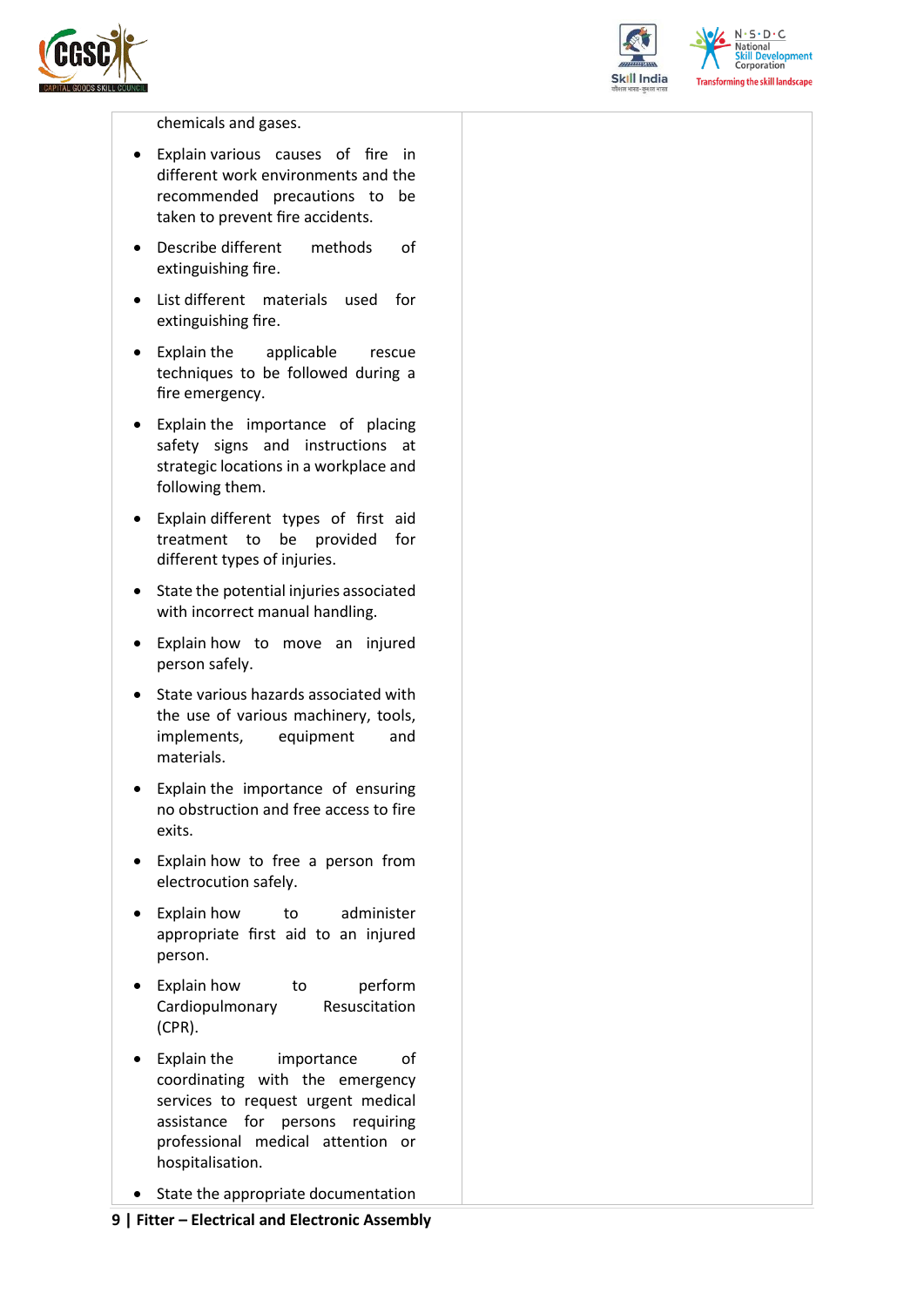| | |
|---|---|
| chemicals and gases.<br><br>• Explain various causes of fire in different work environments and the recommended precautions to be taken to prevent fire accidents.<br>• Describe different methods of extinguishing fire.<br>• List different materials used for extinguishing fire.<br>• Explain the applicable rescue techniques to be followed during a fire emergency.<br>• Explain the importance of placing safety signs and instructions at strategic locations in a workplace and following them.<br>• Explain different types of first aid treatment to be provided for different types of injuries.<br>• State the potential injuries associated with incorrect manual handling.<br>• Explain how to move an injured person safely.<br>• State various hazards associated with the use of various machinery, tools, implements, equipment and materials.<br>• Explain the importance of ensuring no obstruction and free access to fire exits.<br>• Explain how to free a person from electrocution safely.<br>• Explain how to administer appropriate first aid to an injured person.<br>• Explain how to perform Cardiopulmonary Resuscitation (CPR).<br>• Explain the importance of coordinating with the emergency services to request urgent medical assistance for persons requiring professional medical attention or hospitalisation.<br>• State the appropriate documentation | |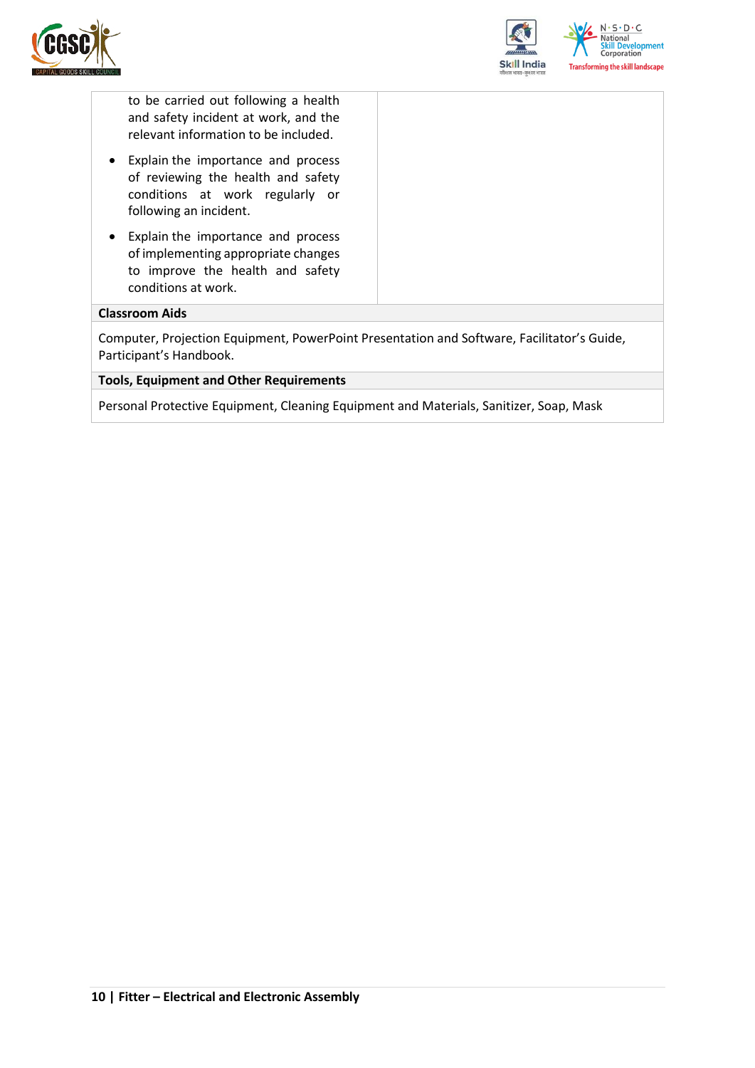| | |
|---|---|
| to be carried out following a health and safety incident at work, and the relevant information to be included.<br>• Explain the importance and process of reviewing the health and safety conditions at work regularly or following an incident.<br>• Explain the importance and process of implementing appropriate changes to improve the health and safety conditions at work. | |

| **Classroom Aids** |
|---|
| Computer, Projection Equipment, PowerPoint Presentation and Software, Facilitator's Guide, Participant's Handbook. |

| **Tools, Equipment and Other Requirements** |
|---|
| Personal Protective Equipment, Cleaning Equipment and Materials, Sanitizer, Soap, Mask |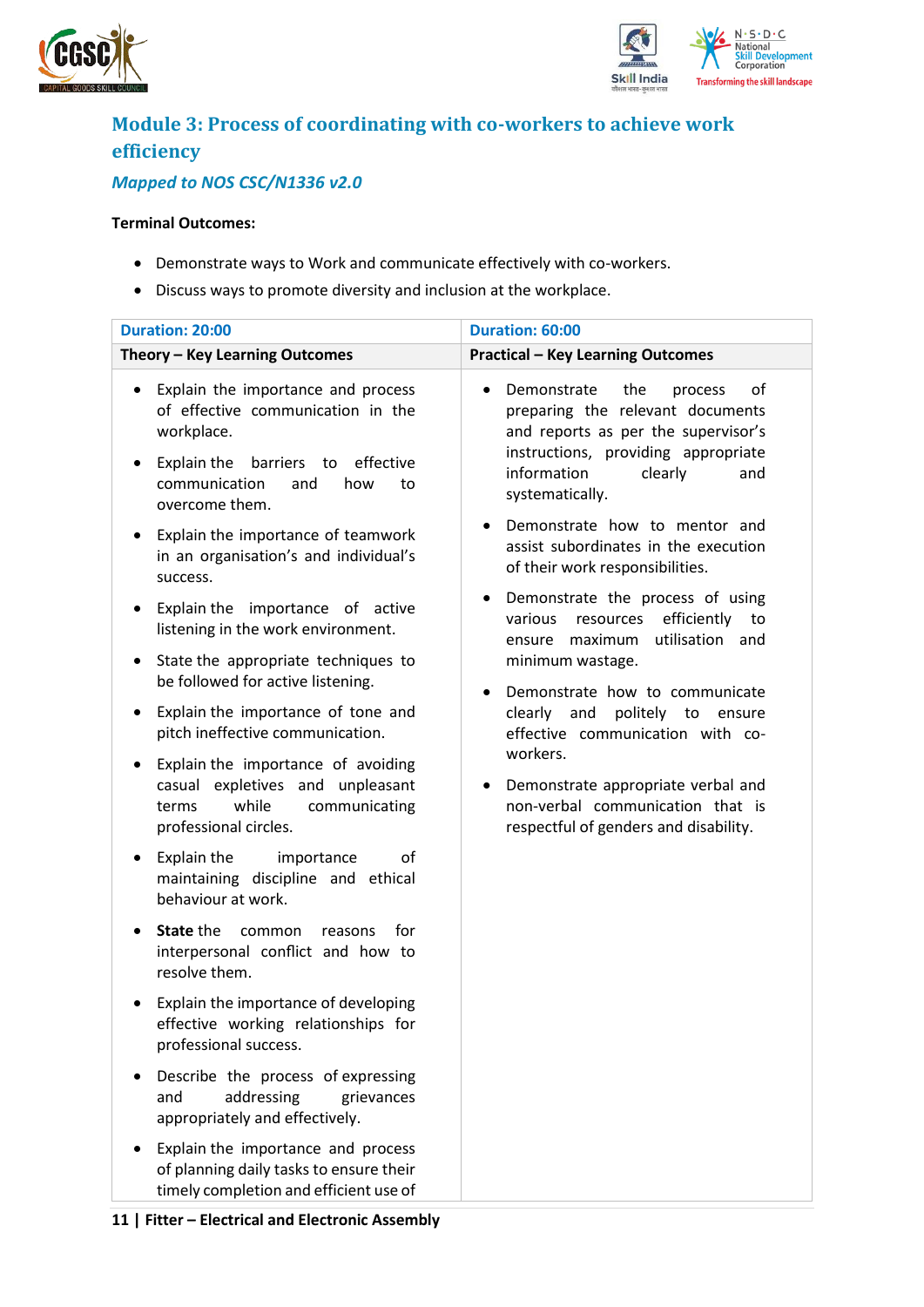## Module 3: Process of coordinating with co-workers to achieve work efficiency

### *Mapped to NOS CSC/N1336 v2.0*

**Terminal Outcomes:**

- Demonstrate ways to Work and communicate effectively with co-workers.
- Discuss ways to promote diversity and inclusion at the workplace.

| Duration: 20:00 | Duration: 60:00 |
|---|---|
| **Theory – Key Learning Outcomes** | **Practical – Key Learning Outcomes** |
| • Explain the importance and process of effective communication in the workplace.<br>• Explain the barriers to effective communication and how to overcome them.<br>• Explain the importance of teamwork in an organisation's and individual's success.<br>• Explain the importance of active listening in the work environment.<br>• State the appropriate techniques to be followed for active listening.<br>• Explain the importance of tone and pitch ineffective communication.<br>• Explain the importance of avoiding casual expletives and unpleasant terms while communicating professional circles.<br>• Explain the importance of maintaining discipline and ethical behaviour at work.<br>• **State** the common reasons for interpersonal conflict and how to resolve them.<br>• Explain the importance of developing effective working relationships for professional success.<br>• Describe the process of expressing and addressing grievances appropriately and effectively.<br>• Explain the importance and process of planning daily tasks to ensure their timely completion and efficient use of | • Demonstrate the process of preparing the relevant documents and reports as per the supervisor's instructions, providing appropriate information clearly and systematically.<br>• Demonstrate how to mentor and assist subordinates in the execution of their work responsibilities.<br>• Demonstrate the process of using various resources efficiently to ensure maximum utilisation and minimum wastage.<br>• Demonstrate how to communicate clearly and politely to ensure effective communication with co-workers.<br>• Demonstrate appropriate verbal and non-verbal communication that is respectful of genders and disability. |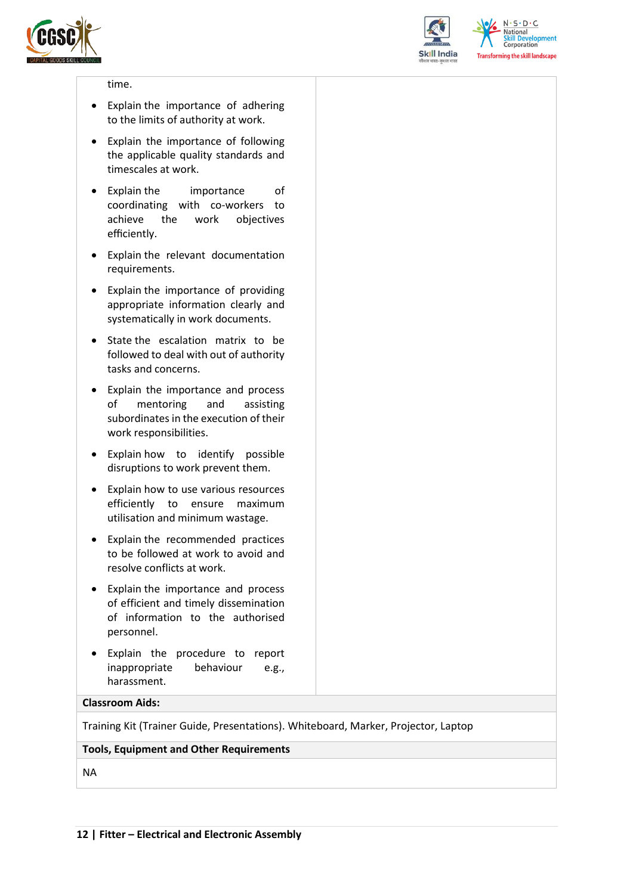| | |
|---|---|
| time.<br><ul><li>Explain the importance of adhering to the limits of authority at work.</li><li>Explain the importance of following the applicable quality standards and timescales at work.</li><li>Explain the importance of coordinating with co-workers to achieve the work objectives efficiently.</li><li>Explain the relevant documentation requirements.</li><li>Explain the importance of providing appropriate information clearly and systematically in work documents.</li><li>State the escalation matrix to be followed to deal with out of authority tasks and concerns.</li><li>Explain the importance and process of mentoring and assisting subordinates in the execution of their work responsibilities.</li><li>Explain how to identify possible disruptions to work prevent them.</li><li>Explain how to use various resources efficiently to ensure maximum utilisation and minimum wastage.</li><li>Explain the recommended practices to be followed at work to avoid and resolve conflicts at work.</li><li>Explain the importance and process of efficient and timely dissemination of information to the authorised personnel.</li><li>Explain the procedure to report inappropriate behaviour e.g., harassment.</li></ul> | |
| **Classroom Aids:** | |
| Training Kit (Trainer Guide, Presentations). Whiteboard, Marker, Projector, Laptop | |
| **Tools, Equipment and Other Requirements** | |
| NA | |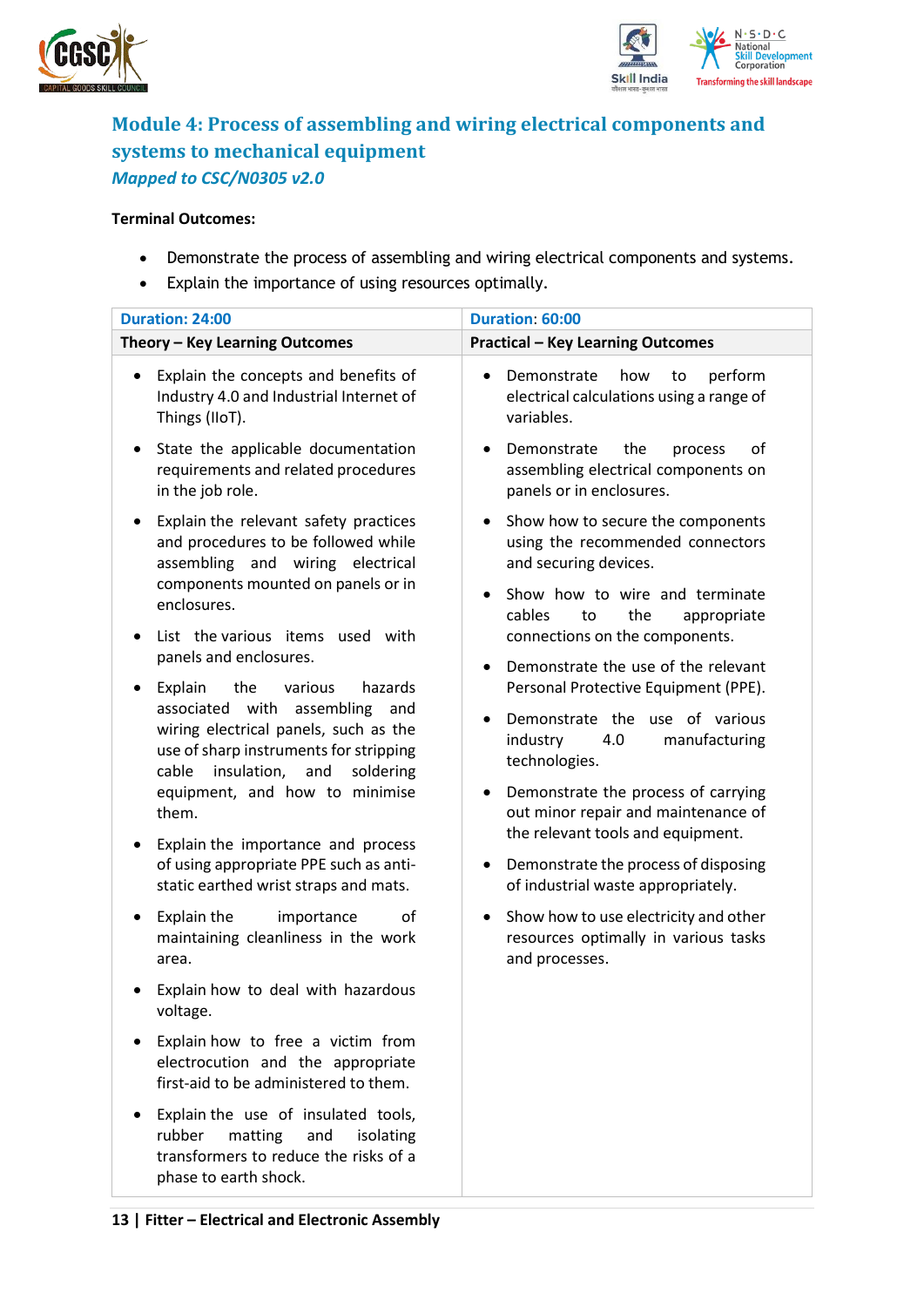## Module 4: Process of assembling and wiring electrical components and systems to mechanical equipment

*Mapped to CSC/N0305 v2.0*

**Terminal Outcomes:**

- Demonstrate the process of assembling and wiring electrical components and systems.
- Explain the importance of using resources optimally.

| Duration: 24:00 | Duration: 60:00 |
|---|---|
| **Theory – Key Learning Outcomes** | **Practical – Key Learning Outcomes** |
| • Explain the concepts and benefits of Industry 4.0 and Industrial Internet of Things (IIoT).<br>• State the applicable documentation requirements and related procedures in the job role.<br>• Explain the relevant safety practices and procedures to be followed while assembling and wiring electrical components mounted on panels or in enclosures.<br>• List the various items used with panels and enclosures.<br>• Explain the various hazards associated with assembling and wiring electrical panels, such as the use of sharp instruments for stripping cable insulation, and soldering equipment, and how to minimise them.<br>• Explain the importance and process of using appropriate PPE such as anti-static earthed wrist straps and mats.<br>• Explain the importance of maintaining cleanliness in the work area.<br>• Explain how to deal with hazardous voltage.<br>• Explain how to free a victim from electrocution and the appropriate first-aid to be administered to them.<br>• Explain the use of insulated tools, rubber matting and isolating transformers to reduce the risks of a phase to earth shock. | • Demonstrate how to perform electrical calculations using a range of variables.<br>• Demonstrate the process of assembling electrical components on panels or in enclosures.<br>• Show how to secure the components using the recommended connectors and securing devices.<br>• Show how to wire and terminate cables to the appropriate connections on the components.<br>• Demonstrate the use of the relevant Personal Protective Equipment (PPE).<br>• Demonstrate the use of various industry 4.0 manufacturing technologies.<br>• Demonstrate the process of carrying out minor repair and maintenance of the relevant tools and equipment.<br>• Demonstrate the process of disposing of industrial waste appropriately.<br>• Show how to use electricity and other resources optimally in various tasks and processes. |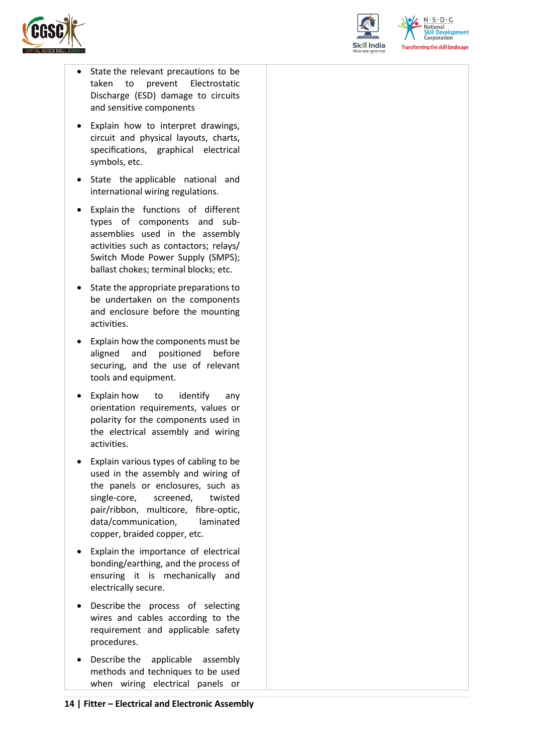| | |
|---|---|
| • State the relevant precautions to be taken to prevent Electrostatic Discharge (ESD) damage to circuits and sensitive components<br>• Explain how to interpret drawings, circuit and physical layouts, charts, specifications, graphical electrical symbols, etc.<br>• State the applicable national and international wiring regulations.<br>• Explain the functions of different types of components and sub-assemblies used in the assembly activities such as contactors; relays/ Switch Mode Power Supply (SMPS); ballast chokes; terminal blocks; etc.<br>• State the appropriate preparations to be undertaken on the components and enclosure before the mounting activities.<br>• Explain how the components must be aligned and positioned before securing, and the use of relevant tools and equipment.<br>• Explain how to identify any orientation requirements, values or polarity for the components used in the electrical assembly and wiring activities.<br>• Explain various types of cabling to be used in the assembly and wiring of the panels or enclosures, such as single-core, screened, twisted pair/ribbon, multicore, fibre-optic, data/communication, laminated copper, braided copper, etc.<br>• Explain the importance of electrical bonding/earthing, and the process of ensuring it is mechanically and electrically secure.<br>• Describe the process of selecting wires and cables according to the requirement and applicable safety procedures.<br>• Describe the applicable assembly methods and techniques to be used when wiring electrical panels or | |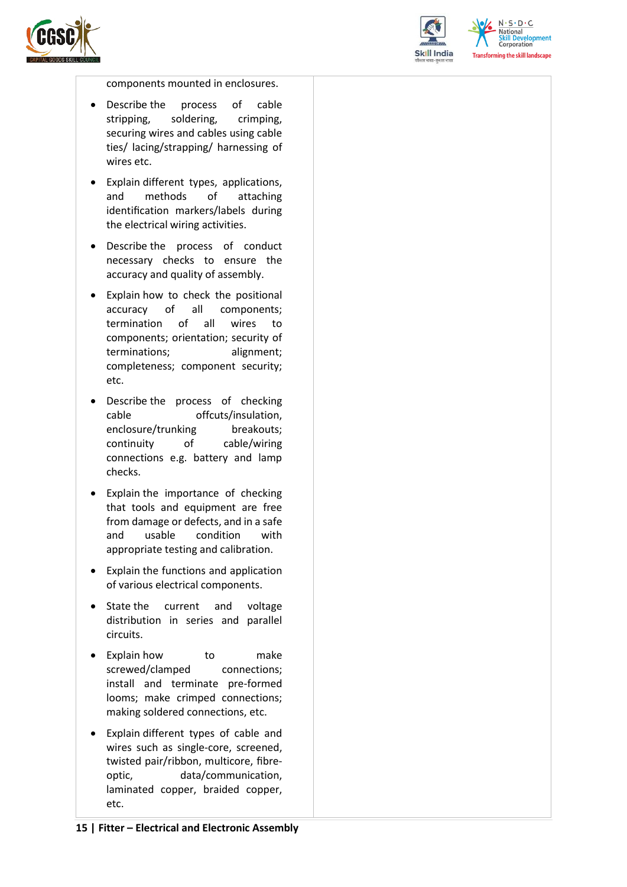| | |
|---|---|
| components mounted in enclosures.<br>• Describe the process of cable stripping, soldering, crimping, securing wires and cables using cable ties/ lacing/strapping/ harnessing of wires etc.<br>• Explain different types, applications, and methods of attaching identification markers/labels during the electrical wiring activities.<br>• Describe the process of conduct necessary checks to ensure the accuracy and quality of assembly.<br>• Explain how to check the positional accuracy of all components; termination of all wires to components; orientation; security of terminations; alignment; completeness; component security; etc.<br>• Describe the process of checking cable offcuts/insulation, enclosure/trunking breakouts; continuity of cable/wiring connections e.g. battery and lamp checks.<br>• Explain the importance of checking that tools and equipment are free from damage or defects, and in a safe and usable condition with appropriate testing and calibration.<br>• Explain the functions and application of various electrical components.<br>• State the current and voltage distribution in series and parallel circuits.<br>• Explain how to make screwed/clamped connections; install and terminate pre-formed looms; make crimped connections; making soldered connections, etc.<br>• Explain different types of cable and wires such as single-core, screened, twisted pair/ribbon, multicore, fibre-optic, data/communication, laminated copper, braided copper, etc. | |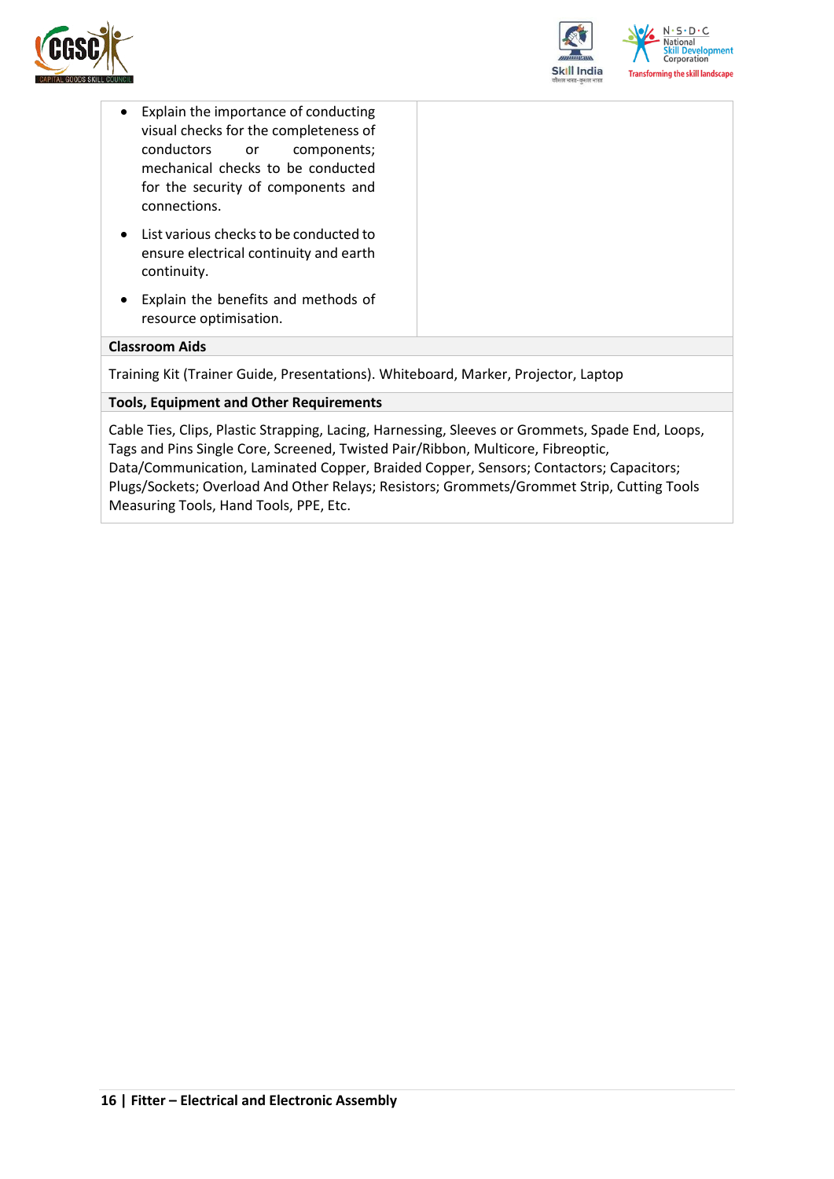| | |
|---|---|
| • Explain the importance of conducting visual checks for the completeness of conductors or components; mechanical checks to be conducted for the security of components and connections.<br>• List various checks to be conducted to ensure electrical continuity and earth continuity.<br>• Explain the benefits and methods of resource optimisation. | |

| **Classroom Aids** |
|---|
| Training Kit (Trainer Guide, Presentations). Whiteboard, Marker, Projector, Laptop |

| **Tools, Equipment and Other Requirements** |
|---|
| Cable Ties, Clips, Plastic Strapping, Lacing, Harnessing, Sleeves or Grommets, Spade End, Loops, Tags and Pins Single Core, Screened, Twisted Pair/Ribbon, Multicore, Fibreoptic, Data/Communication, Laminated Copper, Braided Copper, Sensors; Contactors; Capacitors; Plugs/Sockets; Overload And Other Relays; Resistors; Grommets/Grommet Strip, Cutting Tools Measuring Tools, Hand Tools, PPE, Etc. |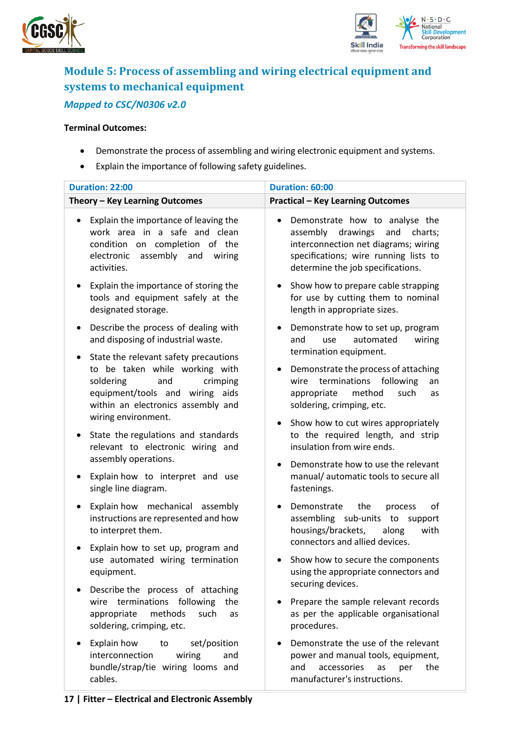## Module 5: Process of assembling and wiring electrical equipment and systems to mechanical equipment

### *Mapped to CSC/N0306 v2.0*

**Terminal Outcomes:**

- Demonstrate the process of assembling and wiring electronic equipment and systems.
- Explain the importance of following safety guidelines.

| Duration: 22:00 | Duration: 60:00 |
|---|---|
| **Theory – Key Learning Outcomes** | **Practical – Key Learning Outcomes** |
| • Explain the importance of leaving the work area in a safe and clean condition on completion of the electronic assembly and wiring activities.<br>• Explain the importance of storing the tools and equipment safely at the designated storage.<br>• Describe the process of dealing with and disposing of industrial waste.<br>• State the relevant safety precautions to be taken while working with soldering and crimping equipment/tools and wiring aids within an electronics assembly and wiring environment.<br>• State the regulations and standards relevant to electronic wiring and assembly operations.<br>• Explain how to interpret and use single line diagram.<br>• Explain how mechanical assembly instructions are represented and how to interpret them.<br>• Explain how to set up, program and use automated wiring termination equipment.<br>• Describe the process of attaching wire terminations following the appropriate methods such as soldering, crimping, etc.<br>• Explain how to set/position interconnection wiring and bundle/strap/tie wiring looms and cables. | • Demonstrate how to analyse the assembly drawings and charts; interconnection net diagrams; wiring specifications; wire running lists to determine the job specifications.<br>• Show how to prepare cable strapping for use by cutting them to nominal length in appropriate sizes.<br>• Demonstrate how to set up, program and use automated wiring termination equipment.<br>• Demonstrate the process of attaching wire terminations following an appropriate method such as soldering, crimping, etc.<br>• Show how to cut wires appropriately to the required length, and strip insulation from wire ends.<br>• Demonstrate how to use the relevant manual/ automatic tools to secure all fastenings.<br>• Demonstrate the process of assembling sub-units to support housings/brackets, along with connectors and allied devices.<br>• Show how to secure the components using the appropriate connectors and securing devices.<br>• Prepare the sample relevant records as per the applicable organisational procedures.<br>• Demonstrate the use of the relevant power and manual tools, equipment, and accessories as per the manufacturer's instructions. |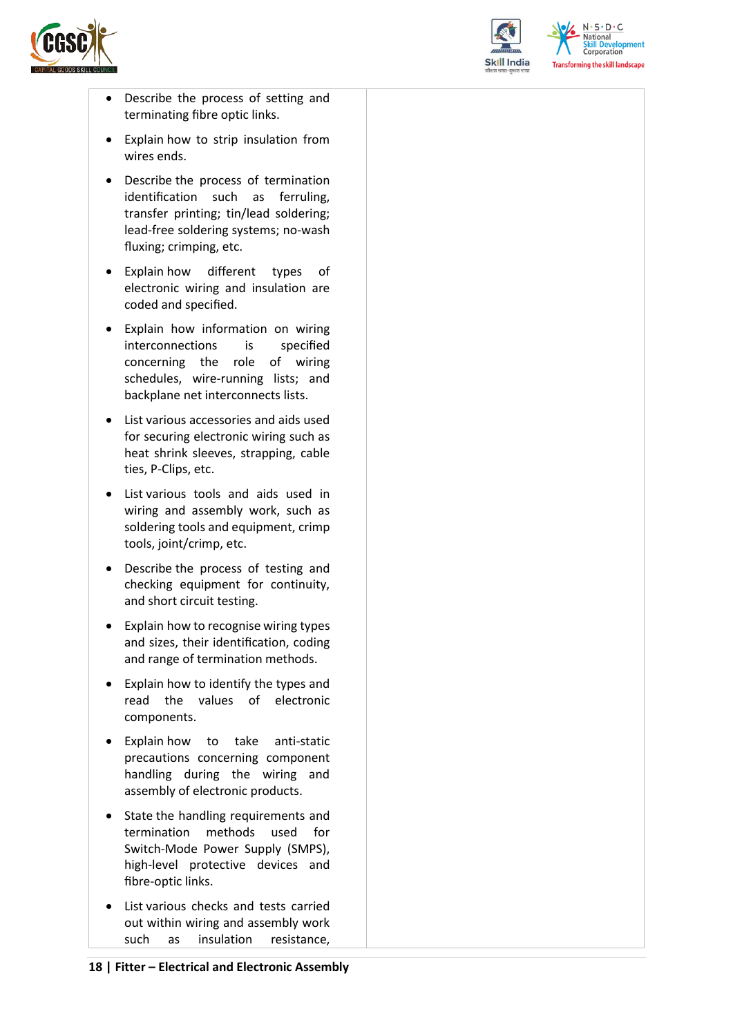| | |
|---|---|
| • Describe the process of setting and terminating fibre optic links.<br>• Explain how to strip insulation from wires ends.<br>• Describe the process of termination identification such as ferruling, transfer printing; tin/lead soldering; lead-free soldering systems; no-wash fluxing; crimping, etc.<br>• Explain how different types of electronic wiring and insulation are coded and specified.<br>• Explain how information on wiring interconnections is specified concerning the role of wiring schedules, wire-running lists; and backplane net interconnects lists.<br>• List various accessories and aids used for securing electronic wiring such as heat shrink sleeves, strapping, cable ties, P-Clips, etc.<br>• List various tools and aids used in wiring and assembly work, such as soldering tools and equipment, crimp tools, joint/crimp, etc.<br>• Describe the process of testing and checking equipment for continuity, and short circuit testing.<br>• Explain how to recognise wiring types and sizes, their identification, coding and range of termination methods.<br>• Explain how to identify the types and read the values of electronic components.<br>• Explain how to take anti-static precautions concerning component handling during the wiring and assembly of electronic products.<br>• State the handling requirements and termination methods used for Switch-Mode Power Supply (SMPS), high-level protective devices and fibre-optic links.<br>• List various checks and tests carried out within wiring and assembly work such as insulation resistance, | |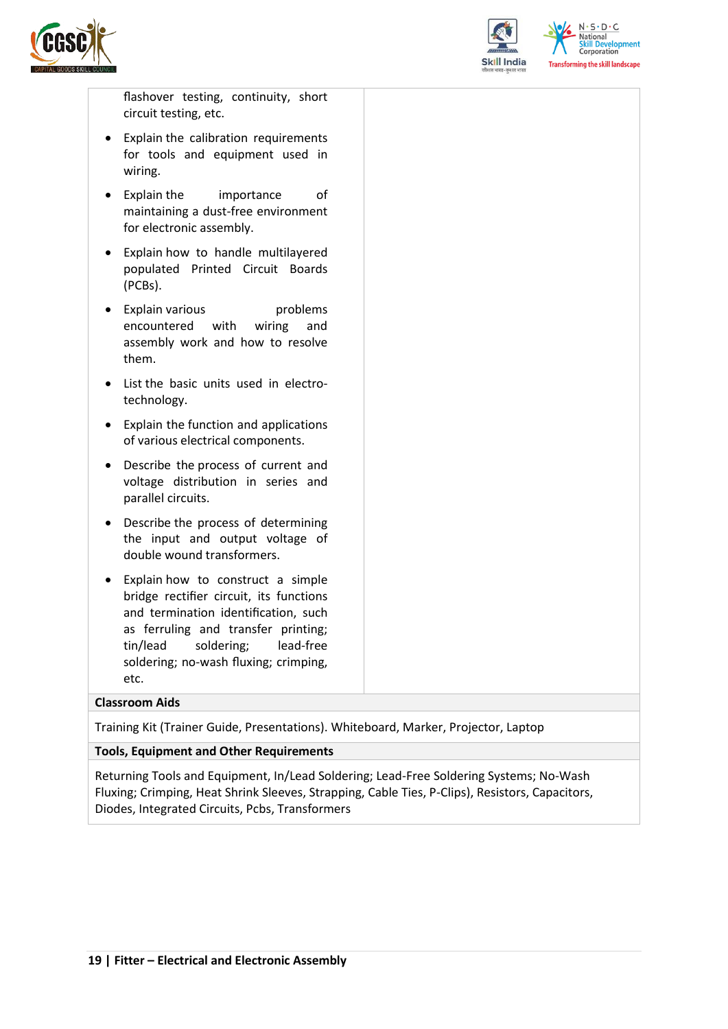| | |
|---|---|
| flashover testing, continuity, short circuit testing, etc.<br>• Explain the calibration requirements for tools and equipment used in wiring.<br>• Explain the importance of maintaining a dust-free environment for electronic assembly.<br>• Explain how to handle multilayered populated Printed Circuit Boards (PCBs).<br>• Explain various problems encountered with wiring and assembly work and how to resolve them.<br>• List the basic units used in electro-technology.<br>• Explain the function and applications of various electrical components.<br>• Describe the process of current and voltage distribution in series and parallel circuits.<br>• Describe the process of determining the input and output voltage of double wound transformers.<br>• Explain how to construct a simple bridge rectifier circuit, its functions and termination identification, such as ferruling and transfer printing; tin/lead soldering; lead-free soldering; no-wash fluxing; crimping, etc. | |

**Classroom Aids**

Training Kit (Trainer Guide, Presentations). Whiteboard, Marker, Projector, Laptop

**Tools, Equipment and Other Requirements**

Returning Tools and Equipment, In/Lead Soldering; Lead-Free Soldering Systems; No-Wash Fluxing; Crimping, Heat Shrink Sleeves, Strapping, Cable Ties, P-Clips), Resistors, Capacitors, Diodes, Integrated Circuits, Pcbs, Transformers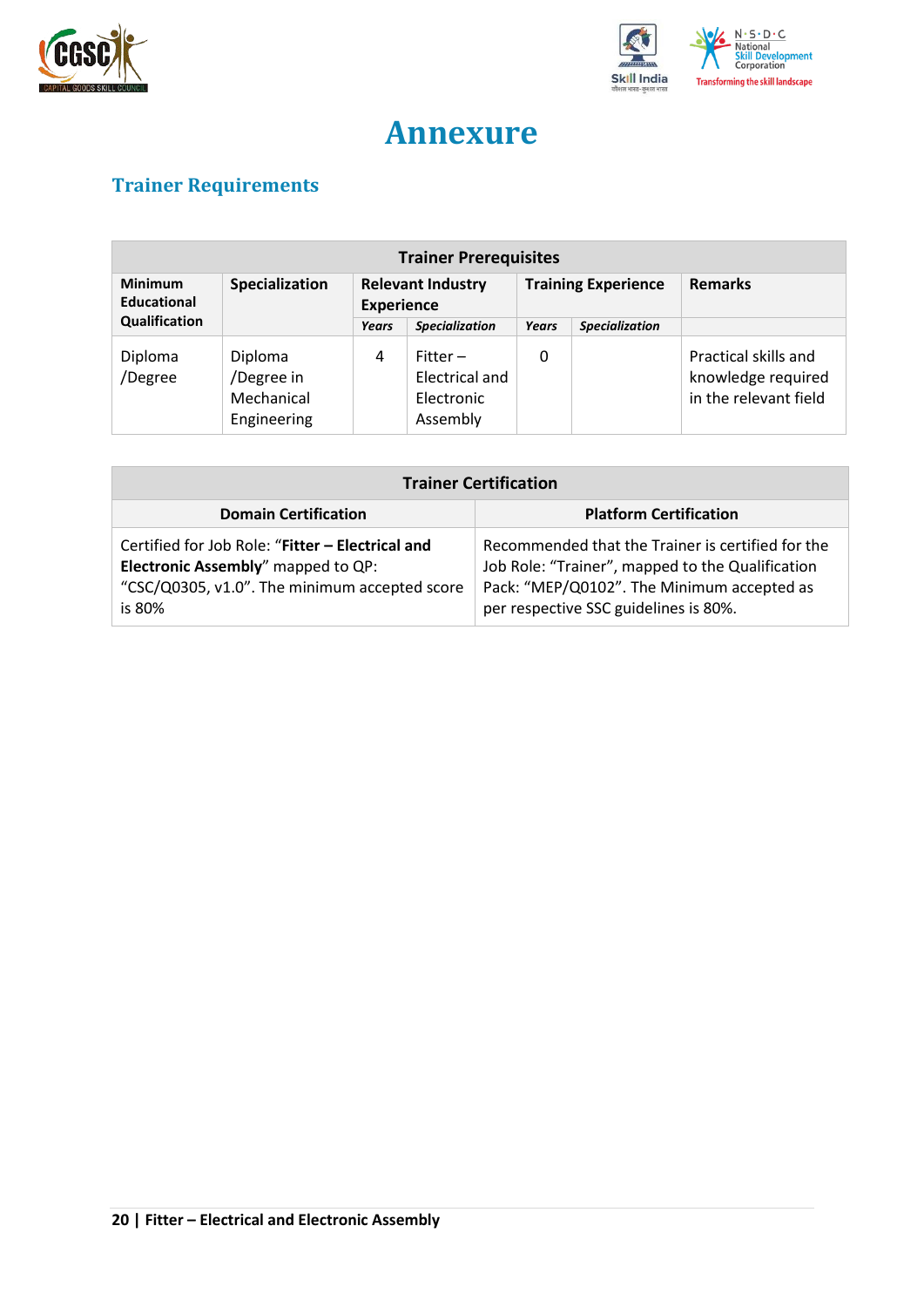# Annexure

## Trainer Requirements

| Trainer Prerequisites | | | | | | |
|---|---|---|---|---|---|---|
| **Minimum Educational Qualification** | **Specialization** | **Relevant Industry Experience** | | **Training Experience** | | **Remarks** |
| | | ***Years*** | ***Specialization*** | ***Years*** | ***Specialization*** | |
| Diploma /Degree | Diploma /Degree in Mechanical Engineering | 4 | Fitter – Electrical and Electronic Assembly | 0 | | Practical skills and knowledge required in the relevant field |

| Trainer Certification | |
|---|---|
| **Domain Certification** | **Platform Certification** |
| Certified for Job Role: "**Fitter – Electrical and Electronic Assembly**" mapped to QP: "CSC/Q0305, v1.0". The minimum accepted score is 80% | Recommended that the Trainer is certified for the Job Role: "Trainer", mapped to the Qualification Pack: "MEP/Q0102". The Minimum accepted as per respective SSC guidelines is 80%. |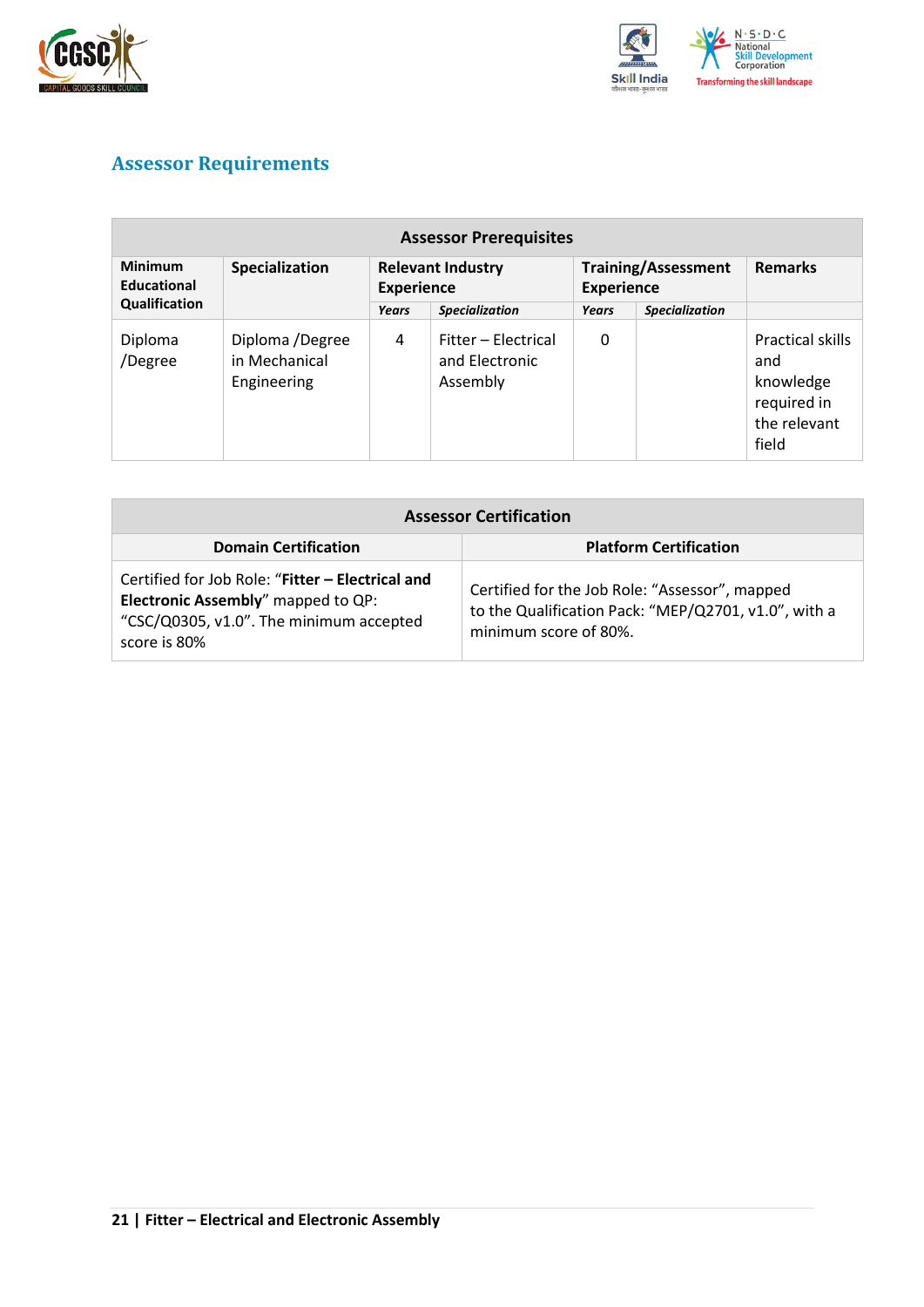## Assessor Requirements

| Assessor Prerequisites | | | | | | |
|---|---|---|---|---|---|---|
| **Minimum Educational Qualification** | **Specialization** | **Relevant Industry Experience** | | **Training/Assessment Experience** | | **Remarks** |
| | | *Years* | *Specialization* | *Years* | *Specialization* | |
| Diploma /Degree | Diploma /Degree in Mechanical Engineering | 4 | Fitter – Electrical and Electronic Assembly | 0 | | Practical skills and knowledge required in the relevant field |

| Assessor Certification | |
|---|---|
| **Domain Certification** | **Platform Certification** |
| Certified for Job Role: "**Fitter – Electrical and Electronic Assembly**" mapped to QP: "CSC/Q0305, v1.0". The minimum accepted score is 80% | Certified for the Job Role: "Assessor", mapped to the Qualification Pack: "MEP/Q2701, v1.0", with a minimum score of 80%. |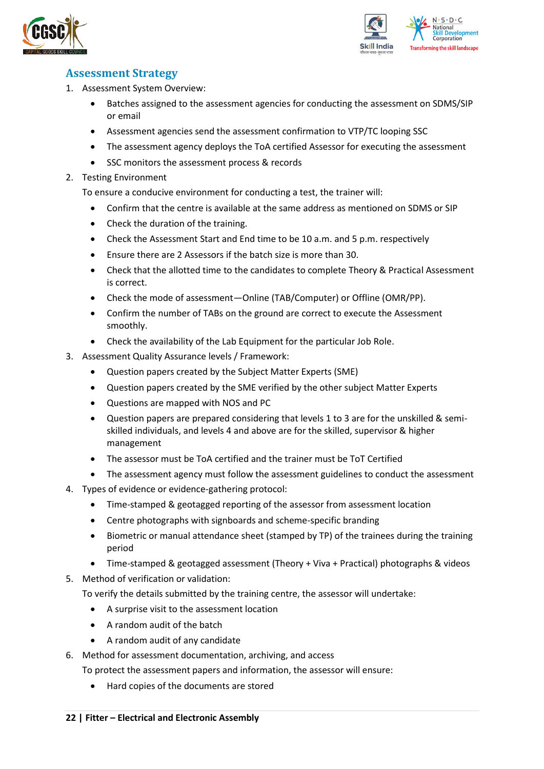## Assessment Strategy

1. Assessment System Overview:
    - Batches assigned to the assessment agencies for conducting the assessment on SDMS/SIP or email
    - Assessment agencies send the assessment confirmation to VTP/TC looping SSC
    - The assessment agency deploys the ToA certified Assessor for executing the assessment
    - SSC monitors the assessment process & records
2. Testing Environment

    To ensure a conducive environment for conducting a test, the trainer will:

    - Confirm that the centre is available at the same address as mentioned on SDMS or SIP
    - Check the duration of the training.
    - Check the Assessment Start and End time to be 10 a.m. and 5 p.m. respectively
    - Ensure there are 2 Assessors if the batch size is more than 30.
    - Check that the allotted time to the candidates to complete Theory & Practical Assessment is correct.
    - Check the mode of assessment—Online (TAB/Computer) or Offline (OMR/PP).
    - Confirm the number of TABs on the ground are correct to execute the Assessment smoothly.
    - Check the availability of the Lab Equipment for the particular Job Role.
3. Assessment Quality Assurance levels / Framework:
    - Question papers created by the Subject Matter Experts (SME)
    - Question papers created by the SME verified by the other subject Matter Experts
    - Questions are mapped with NOS and PC
    - Question papers are prepared considering that levels 1 to 3 are for the unskilled & semi-skilled individuals, and levels 4 and above are for the skilled, supervisor & higher management
    - The assessor must be ToA certified and the trainer must be ToT Certified
    - The assessment agency must follow the assessment guidelines to conduct the assessment
4. Types of evidence or evidence-gathering protocol:
    - Time-stamped & geotagged reporting of the assessor from assessment location
    - Centre photographs with signboards and scheme-specific branding
    - Biometric or manual attendance sheet (stamped by TP) of the trainees during the training period
    - Time-stamped & geotagged assessment (Theory + Viva + Practical) photographs & videos
5. Method of verification or validation:

    To verify the details submitted by the training centre, the assessor will undertake:

    - A surprise visit to the assessment location
    - A random audit of the batch
    - A random audit of any candidate
6. Method for assessment documentation, archiving, and access

    To protect the assessment papers and information, the assessor will ensure:

    - Hard copies of the documents are stored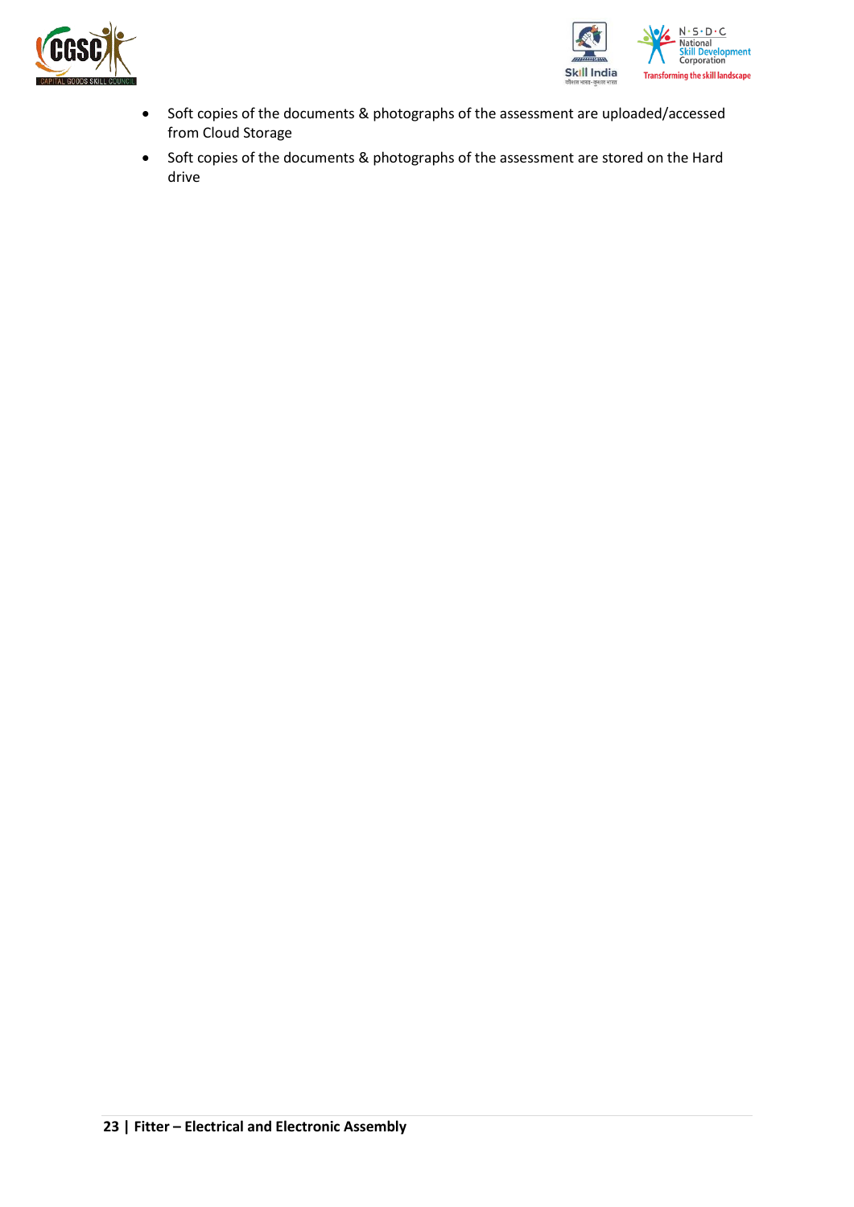- Soft copies of the documents & photographs of the assessment are uploaded/accessed from Cloud Storage
- Soft copies of the documents & photographs of the assessment are stored on the Hard drive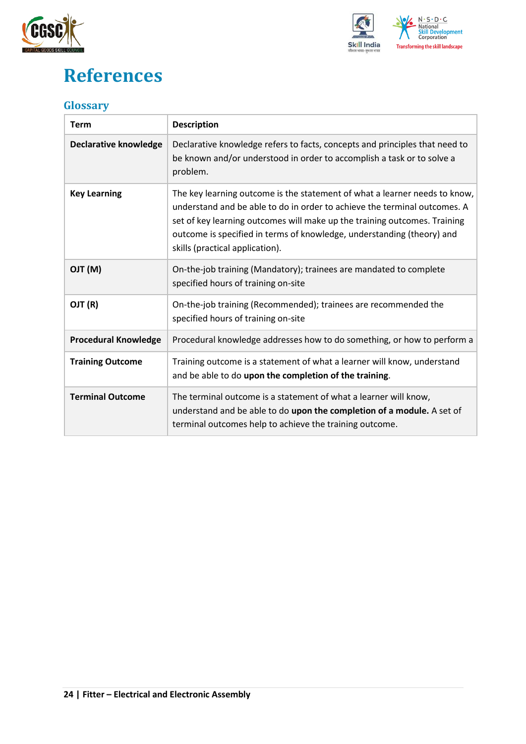# References

## Glossary

| Term | Description |
|---|---|
| **Declarative knowledge** | Declarative knowledge refers to facts, concepts and principles that need to be known and/or understood in order to accomplish a task or to solve a problem. |
| **Key Learning** | The key learning outcome is the statement of what a learner needs to know, understand and be able to do in order to achieve the terminal outcomes. A set of key learning outcomes will make up the training outcomes. Training outcome is specified in terms of knowledge, understanding (theory) and skills (practical application). |
| **OJT (M)** | On-the-job training (Mandatory); trainees are mandated to complete specified hours of training on-site |
| **OJT (R)** | On-the-job training (Recommended); trainees are recommended the specified hours of training on-site |
| **Procedural Knowledge** | Procedural knowledge addresses how to do something, or how to perform a |
| **Training Outcome** | Training outcome is a statement of what a learner will know, understand and be able to do **upon the completion of the training**. |
| **Terminal Outcome** | The terminal outcome is a statement of what a learner will know, understand and be able to do **upon the completion of a module.** A set of terminal outcomes help to achieve the training outcome. |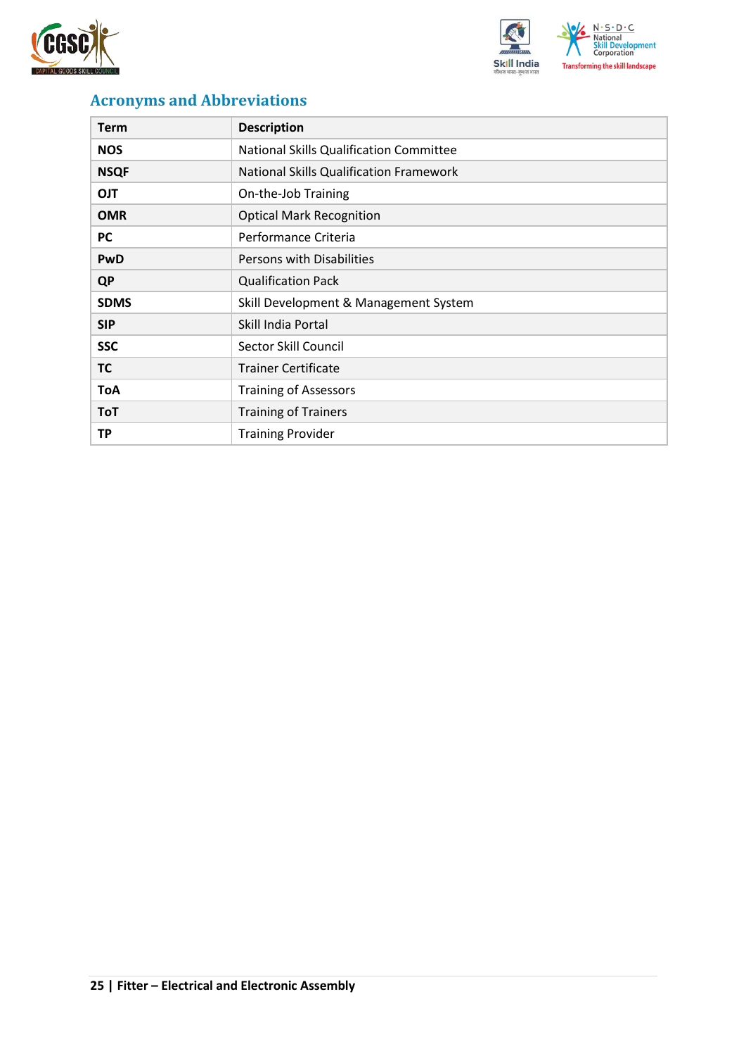## Acronyms and Abbreviations

| Term | Description |
|---|---|
| **NOS** | National Skills Qualification Committee |
| **NSQF** | National Skills Qualification Framework |
| **OJT** | On-the-Job Training |
| **OMR** | Optical Mark Recognition |
| **PC** | Performance Criteria |
| **PwD** | Persons with Disabilities |
| **QP** | Qualification Pack |
| **SDMS** | Skill Development & Management System |
| **SIP** | Skill India Portal |
| **SSC** | Sector Skill Council |
| **TC** | Trainer Certificate |
| **ToA** | Training of Assessors |
| **ToT** | Training of Trainers |
| **TP** | Training Provider |